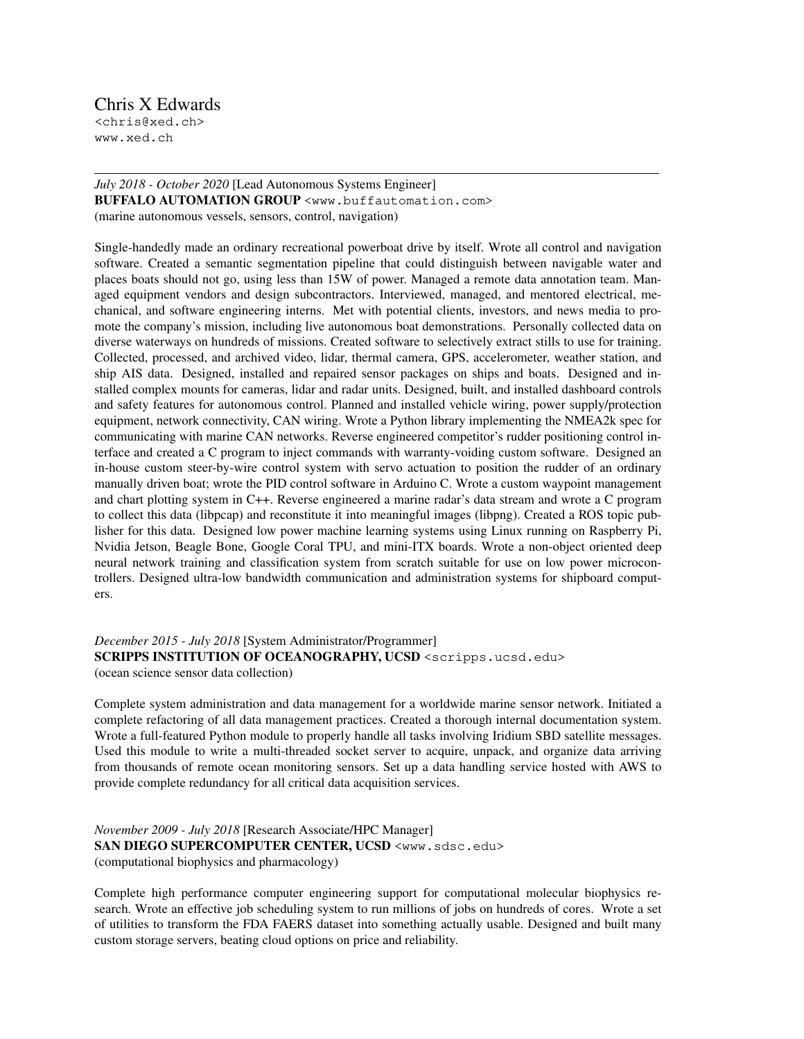# Chris X Edwards

<chris@xed.ch>
www.xed.ch

---

*July 2018 - October 2020* [Lead Autonomous Systems Engineer]
**BUFFALO AUTOMATION GROUP** <www.buffautomation.com>
(marine autonomous vessels, sensors, control, navigation)

Single-handedly made an ordinary recreational powerboat drive by itself. Wrote all control and navigation software. Created a semantic segmentation pipeline that could distinguish between navigable water and places boats should not go, using less than 15W of power. Managed a remote data annotation team. Managed equipment vendors and design subcontractors. Interviewed, managed, and mentored electrical, mechanical, and software engineering interns. Met with potential clients, investors, and news media to promote the company's mission, including live autonomous boat demonstrations. Personally collected data on diverse waterways on hundreds of missions. Created software to selectively extract stills to use for training. Collected, processed, and archived video, lidar, thermal camera, GPS, accelerometer, weather station, and ship AIS data. Designed, installed and repaired sensor packages on ships and boats. Designed and installed complex mounts for cameras, lidar and radar units. Designed, built, and installed dashboard controls and safety features for autonomous control. Planned and installed vehicle wiring, power supply/protection equipment, network connectivity, CAN wiring. Wrote a Python library implementing the NMEA2k spec for communicating with marine CAN networks. Reverse engineered competitor's rudder positioning control interface and created a C program to inject commands with warranty-voiding custom software. Designed an in-house custom steer-by-wire control system with servo actuation to position the rudder of an ordinary manually driven boat; wrote the PID control software in Arduino C. Wrote a custom waypoint management and chart plotting system in C++. Reverse engineered a marine radar's data stream and wrote a C program to collect this data (libpcap) and reconstitute it into meaningful images (libpng). Created a ROS topic publisher for this data. Designed low power machine learning systems using Linux running on Raspberry Pi, Nvidia Jetson, Beagle Bone, Google Coral TPU, and mini-ITX boards. Wrote a non-object oriented deep neural network training and classification system from scratch suitable for use on low power microcontrollers. Designed ultra-low bandwidth communication and administration systems for shipboard computers.

*December 2015 - July 2018* [System Administrator/Programmer]
**SCRIPPS INSTITUTION OF OCEANOGRAPHY, UCSD** <scripps.ucsd.edu>
(ocean science sensor data collection)

Complete system administration and data management for a worldwide marine sensor network. Initiated a complete refactoring of all data management practices. Created a thorough internal documentation system. Wrote a full-featured Python module to properly handle all tasks involving Iridium SBD satellite messages. Used this module to write a multi-threaded socket server to acquire, unpack, and organize data arriving from thousands of remote ocean monitoring sensors. Set up a data handling service hosted with AWS to provide complete redundancy for all critical data acquisition services.

*November 2009 - July 2018* [Research Associate/HPC Manager]
**SAN DIEGO SUPERCOMPUTER CENTER, UCSD** <www.sdsc.edu>
(computational biophysics and pharmacology)

Complete high performance computer engineering support for computational molecular biophysics research. Wrote an effective job scheduling system to run millions of jobs on hundreds of cores. Wrote a set of utilities to transform the FDA FAERS dataset into something actually usable. Designed and built many custom storage servers, beating cloud options on price and reliability.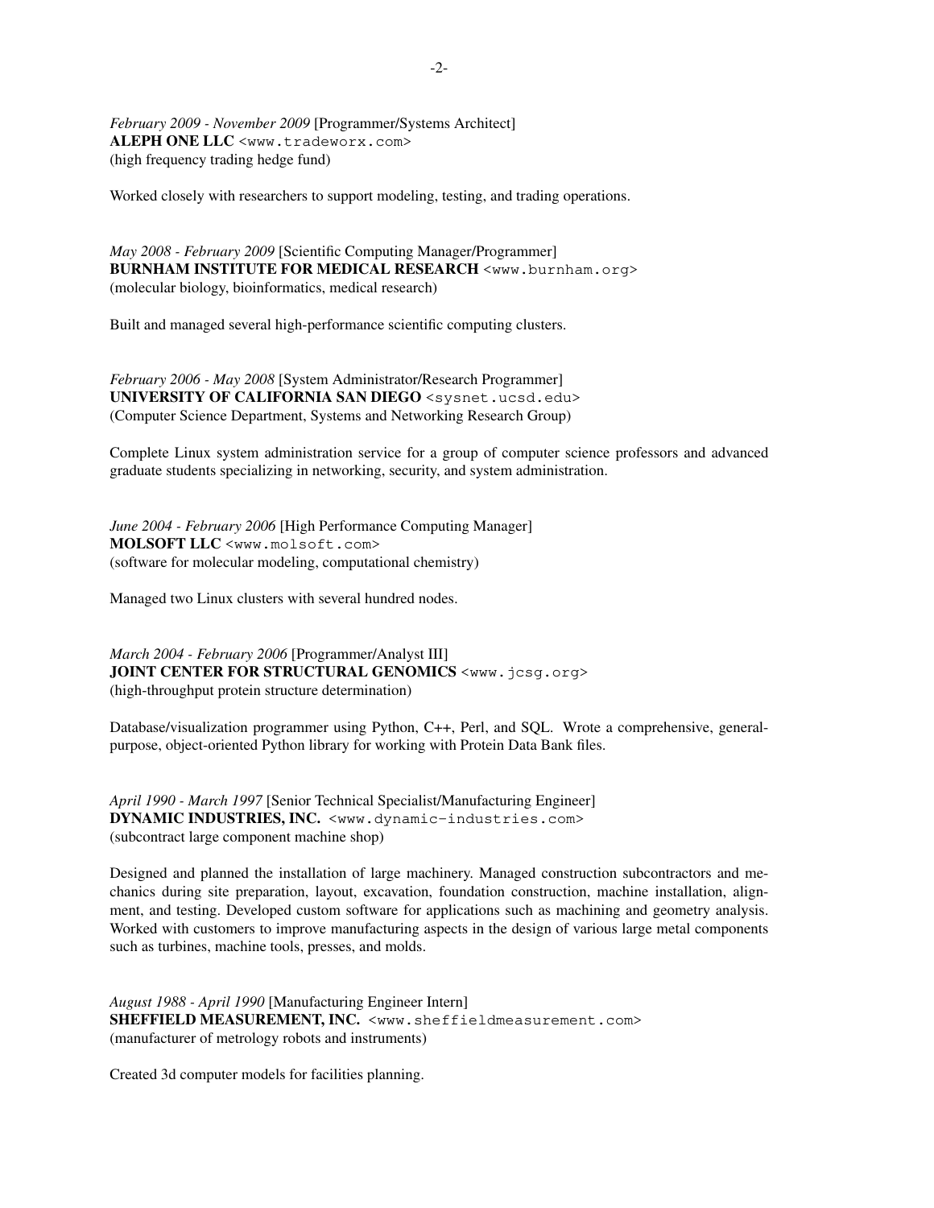*February 2009 - November 2009* [Programmer/Systems Architect]
**ALEPH ONE LLC** `<www.tradeworx.com>`
(high frequency trading hedge fund)

Worked closely with researchers to support modeling, testing, and trading operations.

*May 2008 - February 2009* [Scientific Computing Manager/Programmer]
**BURNHAM INSTITUTE FOR MEDICAL RESEARCH** `<www.burnham.org>`
(molecular biology, bioinformatics, medical research)

Built and managed several high-performance scientific computing clusters.

*February 2006 - May 2008* [System Administrator/Research Programmer]
**UNIVERSITY OF CALIFORNIA SAN DIEGO** `<sysnet.ucsd.edu>`
(Computer Science Department, Systems and Networking Research Group)

Complete Linux system administration service for a group of computer science professors and advanced graduate students specializing in networking, security, and system administration.

*June 2004 - February 2006* [High Performance Computing Manager]
**MOLSOFT LLC** `<www.molsoft.com>`
(software for molecular modeling, computational chemistry)

Managed two Linux clusters with several hundred nodes.

*March 2004 - February 2006* [Programmer/Analyst III]
**JOINT CENTER FOR STRUCTURAL GENOMICS** `<www.jcsg.org>`
(high-throughput protein structure determination)

Database/visualization programmer using Python, C++, Perl, and SQL. Wrote a comprehensive, general-purpose, object-oriented Python library for working with Protein Data Bank files.

*April 1990 - March 1997* [Senior Technical Specialist/Manufacturing Engineer]
**DYNAMIC INDUSTRIES, INC.** `<www.dynamic-industries.com>`
(subcontract large component machine shop)

Designed and planned the installation of large machinery. Managed construction subcontractors and mechanics during site preparation, layout, excavation, foundation construction, machine installation, alignment, and testing. Developed custom software for applications such as machining and geometry analysis. Worked with customers to improve manufacturing aspects in the design of various large metal components such as turbines, machine tools, presses, and molds.

*August 1988 - April 1990* [Manufacturing Engineer Intern]
**SHEFFIELD MEASUREMENT, INC.** `<www.sheffieldmeasurement.com>`
(manufacturer of metrology robots and instruments)

Created 3d computer models for facilities planning.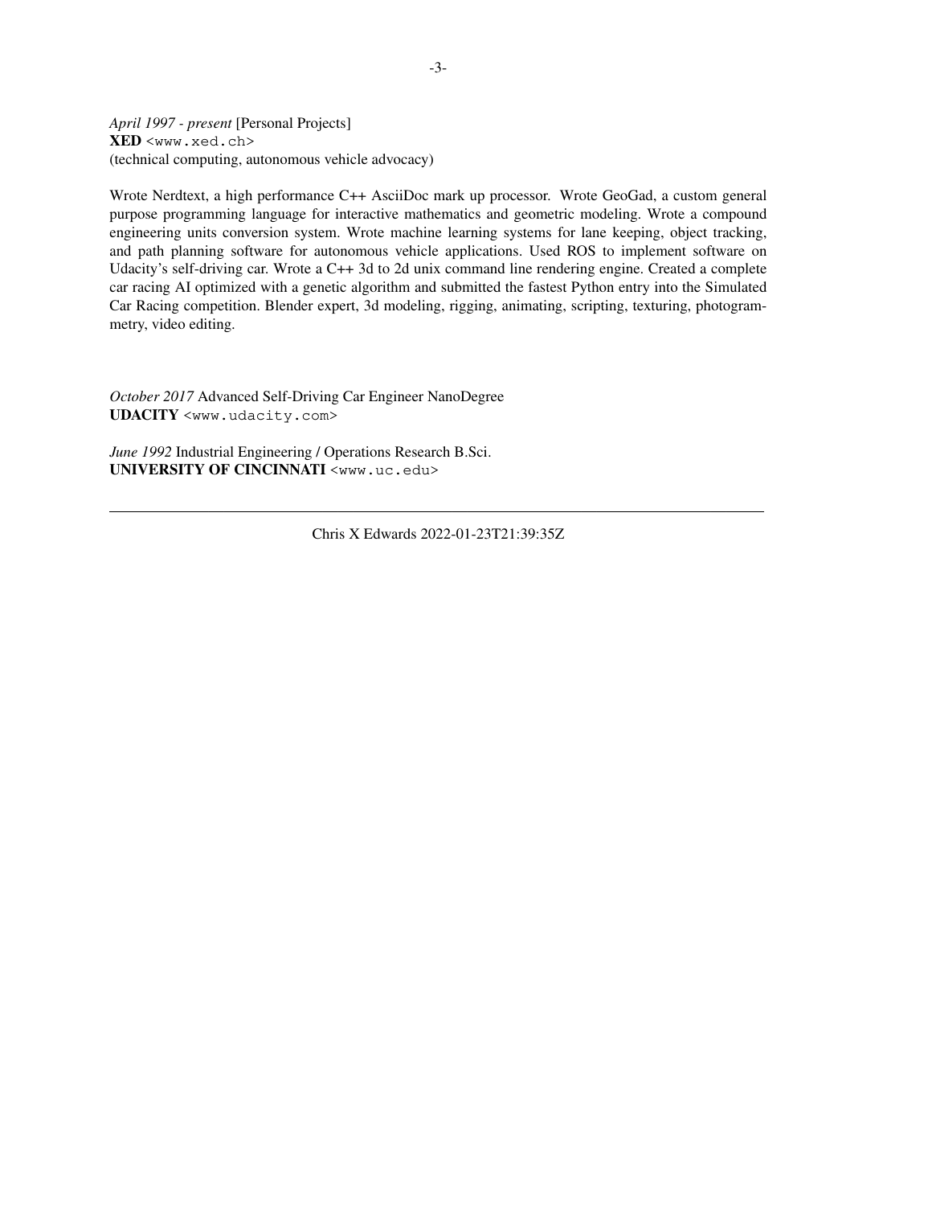*April 1997 - present* [Personal Projects]
**XED** `<www.xed.ch>`
(technical computing, autonomous vehicle advocacy)

Wrote Nerdtext, a high performance C++ AsciiDoc mark up processor. Wrote GeoGad, a custom general purpose programming language for interactive mathematics and geometric modeling. Wrote a compound engineering units conversion system. Wrote machine learning systems for lane keeping, object tracking, and path planning software for autonomous vehicle applications. Used ROS to implement software on Udacity's self-driving car. Wrote a C++ 3d to 2d unix command line rendering engine. Created a complete car racing AI optimized with a genetic algorithm and submitted the fastest Python entry into the Simulated Car Racing competition. Blender expert, 3d modeling, rigging, animating, scripting, texturing, photogrammetry, video editing.

*October 2017* Advanced Self-Driving Car Engineer NanoDegree
**UDACITY** `<www.udacity.com>`

*June 1992* Industrial Engineering / Operations Research B.Sci.
**UNIVERSITY OF CINCINNATI** `<www.uc.edu>`

---

Chris X Edwards 2022-01-23T21:39:35Z